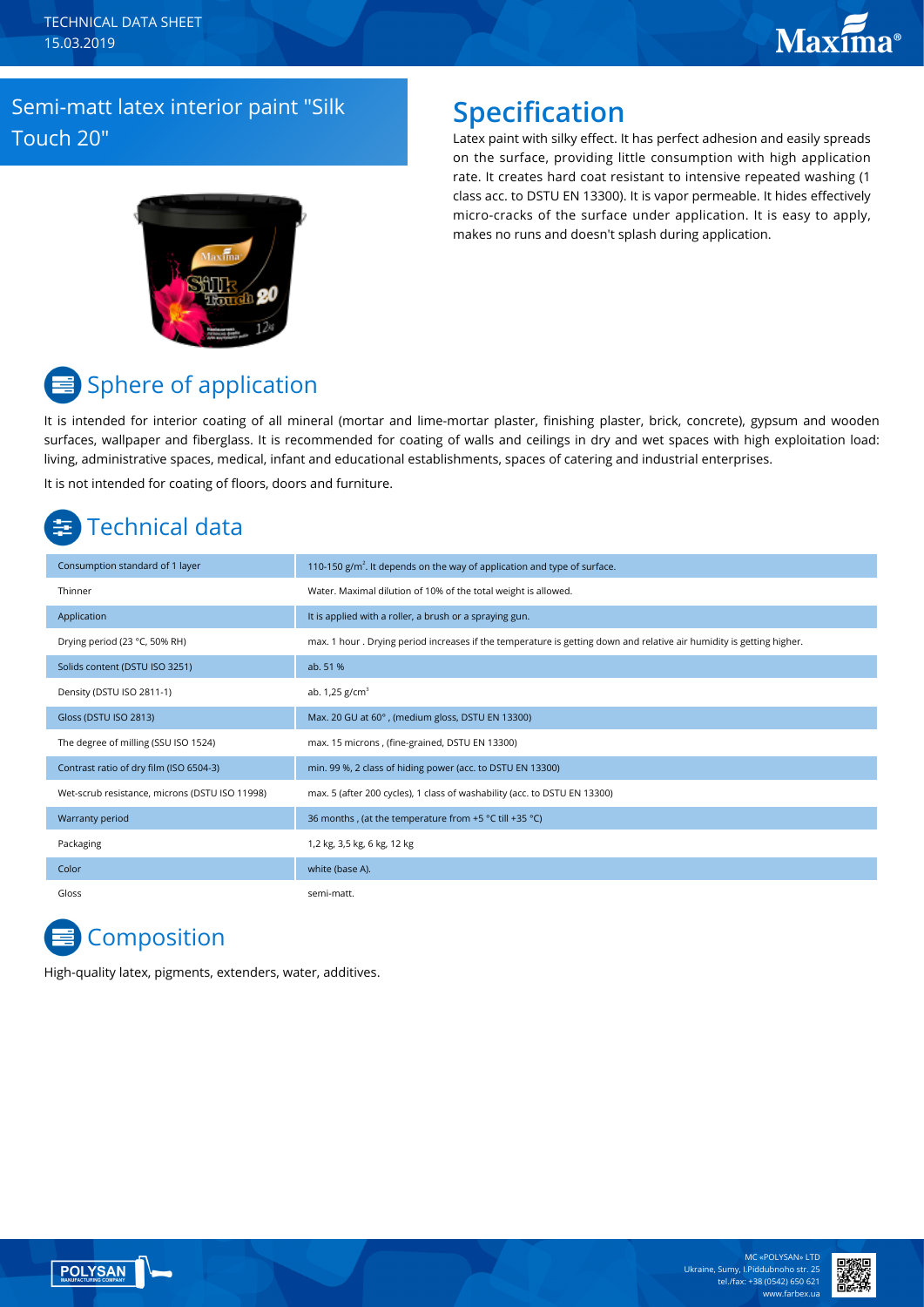TECHNICAL DATA SHEET
15.03.2019

# Semi-matt latex interior paint "Silk Touch 20"

## Specification

Latex paint with silky effect. It has perfect adhesion and easily spreads on the surface, providing little consumption with high application rate. It creates hard coat resistant to intensive repeated washing (1 class acc. to DSTU EN 13300). It is vapor permeable. It hides effectively micro-cracks of the surface under application. It is easy to apply, makes no runs and doesn't splash during application.

## Sphere of application

It is intended for interior coating of all mineral (mortar and lime-mortar plaster, finishing plaster, brick, concrete), gypsum and wooden surfaces, wallpaper and fiberglass. It is recommended for coating of walls and ceilings in dry and wet spaces with high exploitation load: living, administrative spaces, medical, infant and educational establishments, spaces of catering and industrial enterprises.

It is not intended for coating of floors, doors and furniture.

## Technical data

| Parameter | Value |
| --- | --- |
| Consumption standard of 1 layer | 110-150 g/m². It depends on the way of application and type of surface. |
| Thinner | Water. Maximal dilution of 10% of the total weight is allowed. |
| Application | It is applied with a roller, a brush or a spraying gun. |
| Drying period (23 °C, 50% RH) | max. 1 hour . Drying period increases if the temperature is getting down and relative air humidity is getting higher. |
| Solids content (DSTU ISO 3251) | ab. 51 % |
| Density (DSTU ISO 2811-1) | ab. 1,25 g/cm³ |
| Gloss (DSTU ISO 2813) | Max. 20 GU at 60° , (medium gloss, DSTU EN 13300) |
| The degree of milling (SSU ISO 1524) | max. 15 microns , (fine-grained, DSTU EN 13300) |
| Contrast ratio of dry film (ISO 6504-3) | min. 99 %, 2 class of hiding power (acc. to DSTU EN 13300) |
| Wet-scrub resistance, microns (DSTU ISO 11998) | max. 5 (after 200 cycles), 1 class of washability (acc. to DSTU EN 13300) |
| Warranty period | 36 months , (at the temperature from +5 °C till +35 °C) |
| Packaging | 1,2 kg, 3,5 kg, 6 kg, 12 kg |
| Color | white (base A). |
| Gloss | semi-matt. |

## Composition

High-quality latex, pigments, extenders, water, additives.

MC «POLYSAN» LTD
Ukraine, Sumy, I.Piddubnoho str. 25
tel./fax: +38 (0542) 650 621
www.farbex.ua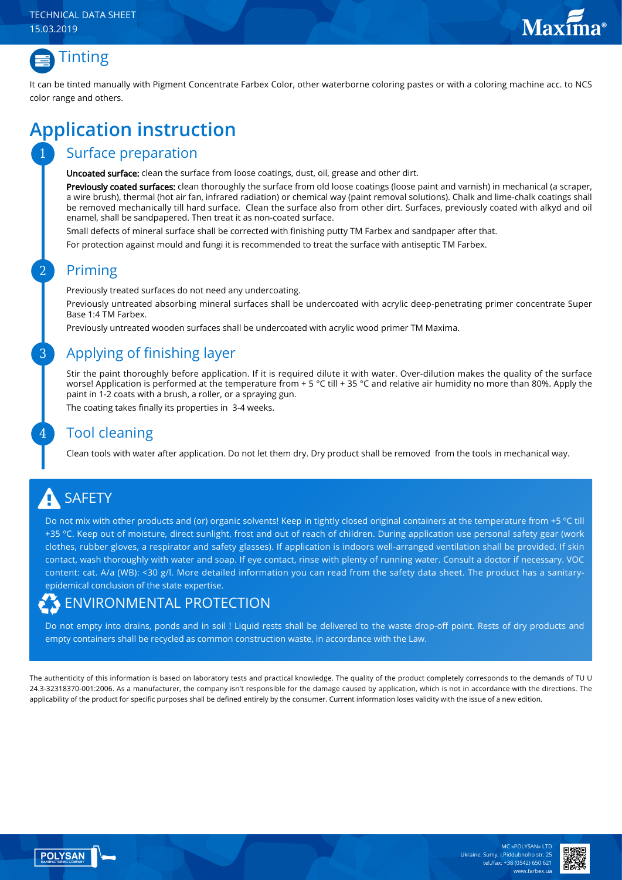## Tinting

It can be tinted manually with Pigment Concentrate Farbex Color, other waterborne coloring pastes or with a coloring machine acc. to NCS color range and others.

# Application instruction

### 1 Surface preparation

**Uncoated surface:** clean the surface from loose coatings, dust, oil, grease and other dirt.

**Previously coated surfaces:** clean thoroughly the surface from old loose coatings (loose paint and varnish) in mechanical (a scraper, a wire brush), thermal (hot air fan, infrared radiation) or chemical way (paint removal solutions). Chalk and lime-chalk coatings shall be removed mechanically till hard surface. Clean the surface also from other dirt. Surfaces, previously coated with alkyd and oil enamel, shall be sandpapered. Then treat it as non-coated surface.

Small defects of mineral surface shall be corrected with finishing putty TM Farbex and sandpaper after that.

For protection against mould and fungi it is recommended to treat the surface with antiseptic TM Farbex.

### 2 Priming

Previously treated surfaces do not need any undercoating.

Previously untreated absorbing mineral surfaces shall be undercoated with acrylic deep-penetrating primer concentrate Super Base 1:4 TM Farbex.

Previously untreated wooden surfaces shall be undercoated with acrylic wood primer TM Maxima.

### 3 Applying of finishing layer

Stir the paint thoroughly before application. If it is required dilute it with water. Over-dilution makes the quality of the surface worse! Application is performed at the temperature from + 5 °C till + 35 °C and relative air humidity no more than 80%. Apply the paint in 1-2 coats with a brush, a roller, or a spraying gun.

The coating takes finally its properties in 3-4 weeks.

### 4 Tool cleaning

Clean tools with water after application. Do not let them dry. Dry product shall be removed from the tools in mechanical way.

## SAFETY

Do not mix with other products and (or) organic solvents! Keep in tightly closed original containers at the temperature from +5 °C till +35 °C. Keep out of moisture, direct sunlight, frost and out of reach of children. During application use personal safety gear (work clothes, rubber gloves, a respirator and safety glasses). If application is indoors well-arranged ventilation shall be provided. If skin contact, wash thoroughly with water and soap. If eye contact, rinse with plenty of running water. Consult a doctor if necessary. VOC content: cat. A/a (WB): <30 g/l. More detailed information you can read from the safety data sheet. The product has a sanitary-epidemical conclusion of the state expertise.

## ENVIRONMENTAL PROTECTION

Do not empty into drains, ponds and in soil ! Liquid rests shall be delivered to the waste drop-off point. Rests of dry products and empty containers shall be recycled as common construction waste, in accordance with the Law.

The authenticity of this information is based on laboratory tests and practical knowledge. The quality of the product completely corresponds to the demands of TU U 24.3-32318370-001:2006. As a manufacturer, the company isn't responsible for the damage caused by application, which is not in accordance with the directions. The applicability of the product for specific purposes shall be defined entirely by the consumer. Current information loses validity with the issue of a new edition.

MC «POLYSAN» LTD
Ukraine, Sumy, I.Piddubnoho str. 25
tel./fax: +38 (0542) 650 621
www.farbex.ua